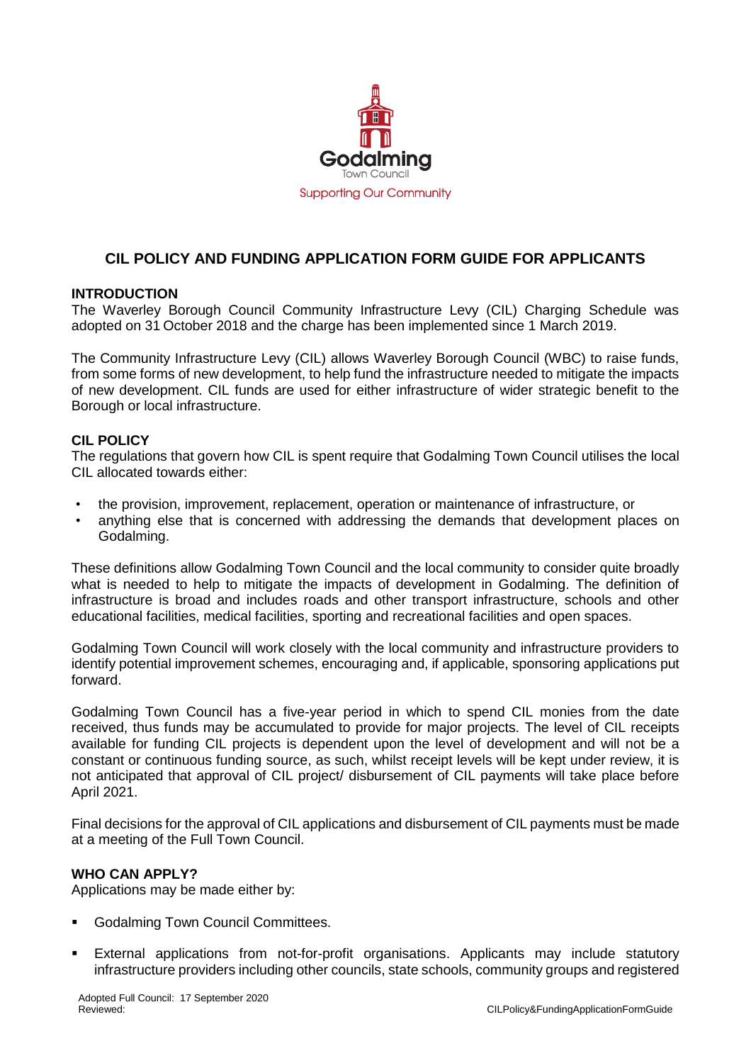Godalming
Town Council
Supporting Our Community

# CIL POLICY AND FUNDING APPLICATION FORM GUIDE FOR APPLICANTS

## INTRODUCTION

The Waverley Borough Council Community Infrastructure Levy (CIL) Charging Schedule was adopted on 31 October 2018 and the charge has been implemented since 1 March 2019.

The Community Infrastructure Levy (CIL) allows Waverley Borough Council (WBC) to raise funds, from some forms of new development, to help fund the infrastructure needed to mitigate the impacts of new development. CIL funds are used for either infrastructure of wider strategic benefit to the Borough or local infrastructure.

## CIL POLICY

The regulations that govern how CIL is spent require that Godalming Town Council utilises the local CIL allocated towards either:

- the provision, improvement, replacement, operation or maintenance of infrastructure, or
- anything else that is concerned with addressing the demands that development places on Godalming.

These definitions allow Godalming Town Council and the local community to consider quite broadly what is needed to help to mitigate the impacts of development in Godalming. The definition of infrastructure is broad and includes roads and other transport infrastructure, schools and other educational facilities, medical facilities, sporting and recreational facilities and open spaces.

Godalming Town Council will work closely with the local community and infrastructure providers to identify potential improvement schemes, encouraging and, if applicable, sponsoring applications put forward.

Godalming Town Council has a five-year period in which to spend CIL monies from the date received, thus funds may be accumulated to provide for major projects. The level of CIL receipts available for funding CIL projects is dependent upon the level of development and will not be a constant or continuous funding source, as such, whilst receipt levels will be kept under review, it is not anticipated that approval of CIL project/ disbursement of CIL payments will take place before April 2021.

Final decisions for the approval of CIL applications and disbursement of CIL payments must be made at a meeting of the Full Town Council.

## WHO CAN APPLY?

Applications may be made either by:

- Godalming Town Council Committees.
- External applications from not-for-profit organisations. Applicants may include statutory infrastructure providers including other councils, state schools, community groups and registered

Adopted Full Council: 17 September 2020
Reviewed: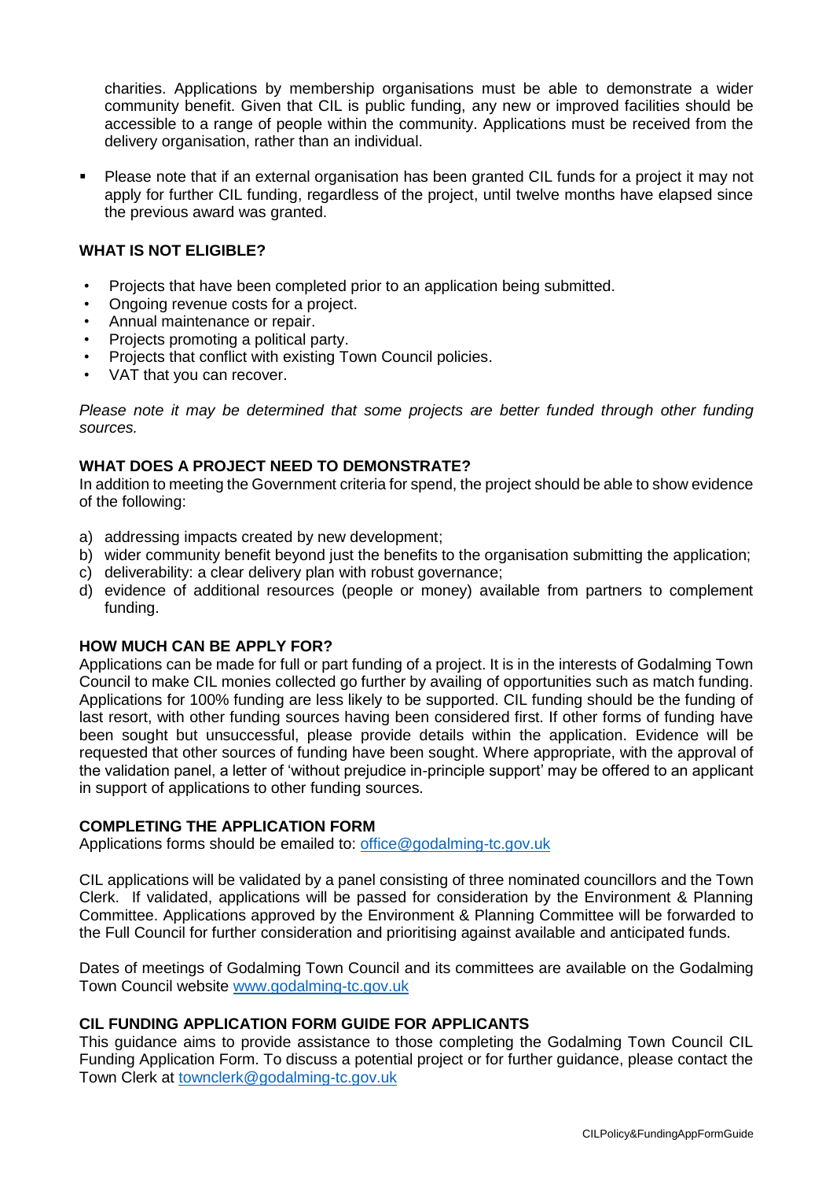charities. Applications by membership organisations must be able to demonstrate a wider community benefit. Given that CIL is public funding, any new or improved facilities should be accessible to a range of people within the community. Applications must be received from the delivery organisation, rather than an individual.

- Please note that if an external organisation has been granted CIL funds for a project it may not apply for further CIL funding, regardless of the project, until twelve months have elapsed since the previous award was granted.

**WHAT IS NOT ELIGIBLE?**

- Projects that have been completed prior to an application being submitted.
- Ongoing revenue costs for a project.
- Annual maintenance or repair.
- Projects promoting a political party.
- Projects that conflict with existing Town Council policies.
- VAT that you can recover.

*Please note it may be determined that some projects are better funded through other funding sources.*

**WHAT DOES A PROJECT NEED TO DEMONSTRATE?**

In addition to meeting the Government criteria for spend, the project should be able to show evidence of the following:

a) addressing impacts created by new development;
b) wider community benefit beyond just the benefits to the organisation submitting the application;
c) deliverability: a clear delivery plan with robust governance;
d) evidence of additional resources (people or money) available from partners to complement funding.

**HOW MUCH CAN BE APPLY FOR?**

Applications can be made for full or part funding of a project. It is in the interests of Godalming Town Council to make CIL monies collected go further by availing of opportunities such as match funding. Applications for 100% funding are less likely to be supported. CIL funding should be the funding of last resort, with other funding sources having been considered first. If other forms of funding have been sought but unsuccessful, please provide details within the application. Evidence will be requested that other sources of funding have been sought. Where appropriate, with the approval of the validation panel, a letter of 'without prejudice in-principle support' may be offered to an applicant in support of applications to other funding sources.

**COMPLETING THE APPLICATION FORM**

Applications forms should be emailed to: office@godalming-tc.gov.uk

CIL applications will be validated by a panel consisting of three nominated councillors and the Town Clerk. If validated, applications will be passed for consideration by the Environment & Planning Committee. Applications approved by the Environment & Planning Committee will be forwarded to the Full Council for further consideration and prioritising against available and anticipated funds.

Dates of meetings of Godalming Town Council and its committees are available on the Godalming Town Council website www.godalming-tc.gov.uk

**CIL FUNDING APPLICATION FORM GUIDE FOR APPLICANTS**

This guidance aims to provide assistance to those completing the Godalming Town Council CIL Funding Application Form. To discuss a potential project or for further guidance, please contact the Town Clerk at townclerk@godalming-tc.gov.uk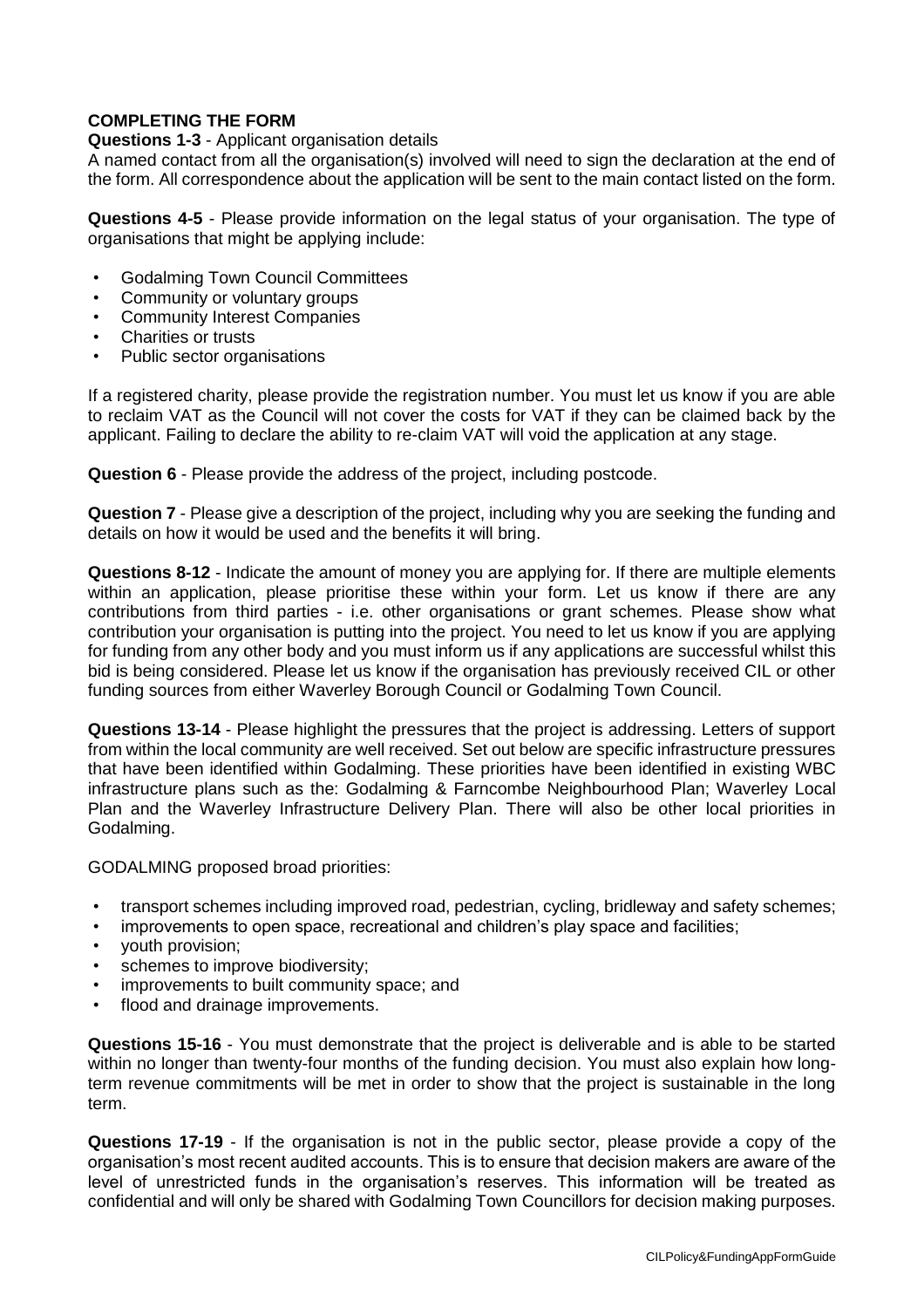## COMPLETING THE FORM

**Questions 1-3** - Applicant organisation details

A named contact from all the organisation(s) involved will need to sign the declaration at the end of the form. All correspondence about the application will be sent to the main contact listed on the form.

**Questions 4-5** - Please provide information on the legal status of your organisation. The type of organisations that might be applying include:

- Godalming Town Council Committees
- Community or voluntary groups
- Community Interest Companies
- Charities or trusts
- Public sector organisations

If a registered charity, please provide the registration number. You must let us know if you are able to reclaim VAT as the Council will not cover the costs for VAT if they can be claimed back by the applicant. Failing to declare the ability to re-claim VAT will void the application at any stage.

**Question 6** - Please provide the address of the project, including postcode.

**Question 7** - Please give a description of the project, including why you are seeking the funding and details on how it would be used and the benefits it will bring.

**Questions 8-12** - Indicate the amount of money you are applying for. If there are multiple elements within an application, please prioritise these within your form. Let us know if there are any contributions from third parties - i.e. other organisations or grant schemes. Please show what contribution your organisation is putting into the project. You need to let us know if you are applying for funding from any other body and you must inform us if any applications are successful whilst this bid is being considered. Please let us know if the organisation has previously received CIL or other funding sources from either Waverley Borough Council or Godalming Town Council.

**Questions 13-14** - Please highlight the pressures that the project is addressing. Letters of support from within the local community are well received. Set out below are specific infrastructure pressures that have been identified within Godalming. These priorities have been identified in existing WBC infrastructure plans such as the: Godalming & Farncombe Neighbourhood Plan; Waverley Local Plan and the Waverley Infrastructure Delivery Plan. There will also be other local priorities in Godalming.

GODALMING proposed broad priorities:

- transport schemes including improved road, pedestrian, cycling, bridleway and safety schemes;
- improvements to open space, recreational and children's play space and facilities;
- youth provision;
- schemes to improve biodiversity;
- improvements to built community space; and
- flood and drainage improvements.

**Questions 15-16** - You must demonstrate that the project is deliverable and is able to be started within no longer than twenty-four months of the funding decision. You must also explain how long-term revenue commitments will be met in order to show that the project is sustainable in the long term.

**Questions 17-19** - If the organisation is not in the public sector, please provide a copy of the organisation's most recent audited accounts. This is to ensure that decision makers are aware of the level of unrestricted funds in the organisation's reserves. This information will be treated as confidential and will only be shared with Godalming Town Councillors for decision making purposes.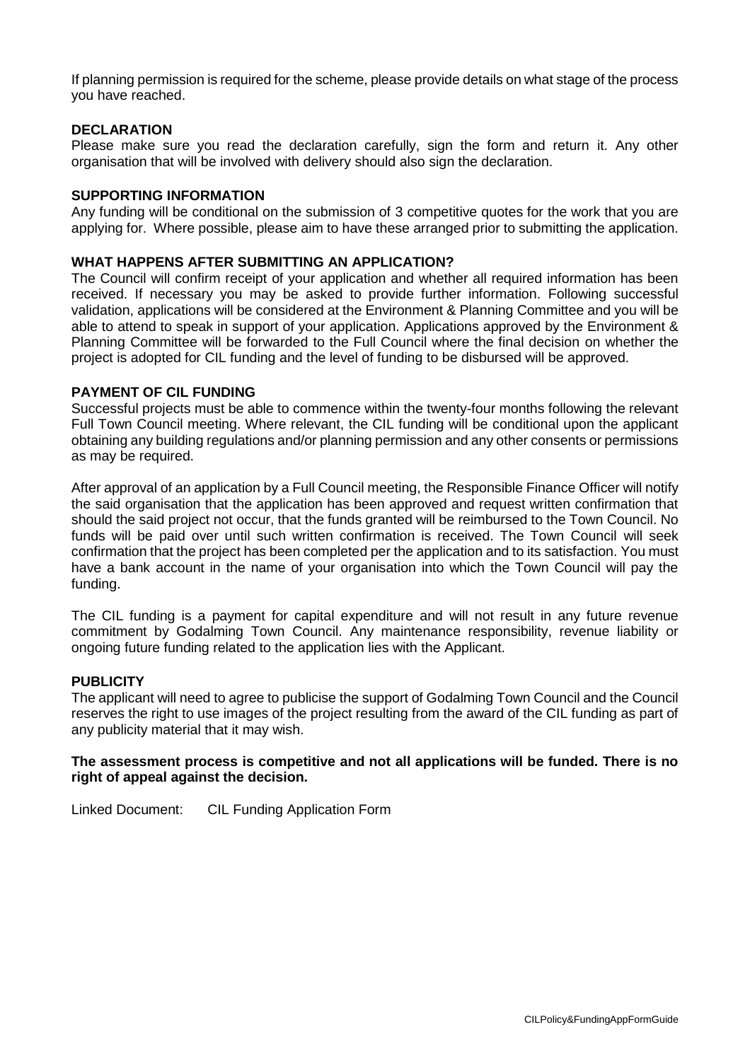If planning permission is required for the scheme, please provide details on what stage of the process you have reached.

**DECLARATION**

Please make sure you read the declaration carefully, sign the form and return it. Any other organisation that will be involved with delivery should also sign the declaration.

**SUPPORTING INFORMATION**

Any funding will be conditional on the submission of 3 competitive quotes for the work that you are applying for. Where possible, please aim to have these arranged prior to submitting the application.

**WHAT HAPPENS AFTER SUBMITTING AN APPLICATION?**

The Council will confirm receipt of your application and whether all required information has been received. If necessary you may be asked to provide further information. Following successful validation, applications will be considered at the Environment & Planning Committee and you will be able to attend to speak in support of your application. Applications approved by the Environment & Planning Committee will be forwarded to the Full Council where the final decision on whether the project is adopted for CIL funding and the level of funding to be disbursed will be approved.

**PAYMENT OF CIL FUNDING**

Successful projects must be able to commence within the twenty-four months following the relevant Full Town Council meeting. Where relevant, the CIL funding will be conditional upon the applicant obtaining any building regulations and/or planning permission and any other consents or permissions as may be required.

After approval of an application by a Full Council meeting, the Responsible Finance Officer will notify the said organisation that the application has been approved and request written confirmation that should the said project not occur, that the funds granted will be reimbursed to the Town Council. No funds will be paid over until such written confirmation is received. The Town Council will seek confirmation that the project has been completed per the application and to its satisfaction. You must have a bank account in the name of your organisation into which the Town Council will pay the funding.

The CIL funding is a payment for capital expenditure and will not result in any future revenue commitment by Godalming Town Council. Any maintenance responsibility, revenue liability or ongoing future funding related to the application lies with the Applicant.

**PUBLICITY**

The applicant will need to agree to publicise the support of Godalming Town Council and the Council reserves the right to use images of the project resulting from the award of the CIL funding as part of any publicity material that it may wish.

**The assessment process is competitive and not all applications will be funded. There is no right of appeal against the decision.**

Linked Document: CIL Funding Application Form